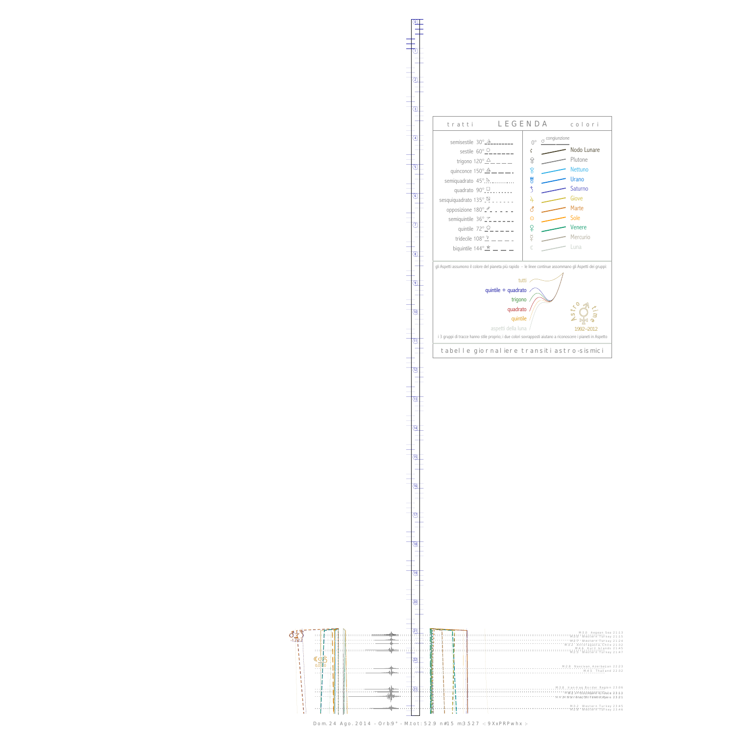## LEGENDA

tratti — colori

semisestile 30°
sestile 60°
trigono 120°
quinconce 150°
semiquadrato 45°
quadrato 90°
sesquiquadrato 135°
opposizione 180°
semiquintile 36°
quintile 72°
tridecile 108°
biquintile 144°

0° congiunzione
Nodo Lunare
Plutone
Nettuno
Urano
Saturno
Giove
Marte
Sole
Venere
Mercurio
Luna

gli Aspetti assumono il colore del pianeta più rapido - le linee continue assommano gli Aspetti dei gruppi:

tutti
quintile + quadrato
trigono
quadrato
quintile
aspetti della luna

Astro time 1992–2012

i 3 gruppi di tracce hanno stile proprio; i due colori sovrapposti aiutano a riconoscere i pianeti in Aspetto

tabelle giornaliere transiti astro-sismici

M 3.0 Aegean Sea 21:13
M 3.1 Western Turkey 21:15
M 2.7 Western Turkey 21:24
M 3.2 Antofagasta, Chile 21:32
M 4.6 Kuril Islands 21:45
M 2.5 Western Turkey 21:47
M 2.8 Naxcivan, Azerbaijan 22:23
M 4.5 Thailand 22:32
M 3.8 Iran-Iraq Border Region 23:06
M 3.2 Antofagasta, Chile 23:13
M 3.2 Western Turkey 23:21
M 3.2 Western Turkey 23:45
M 2.9 Western Turkey 23:46

Dom. 24 Ago. 2014 - Orb:9° - M.tot: 52.9 n#15 m:3.527 -: 9XxPRPwhx :-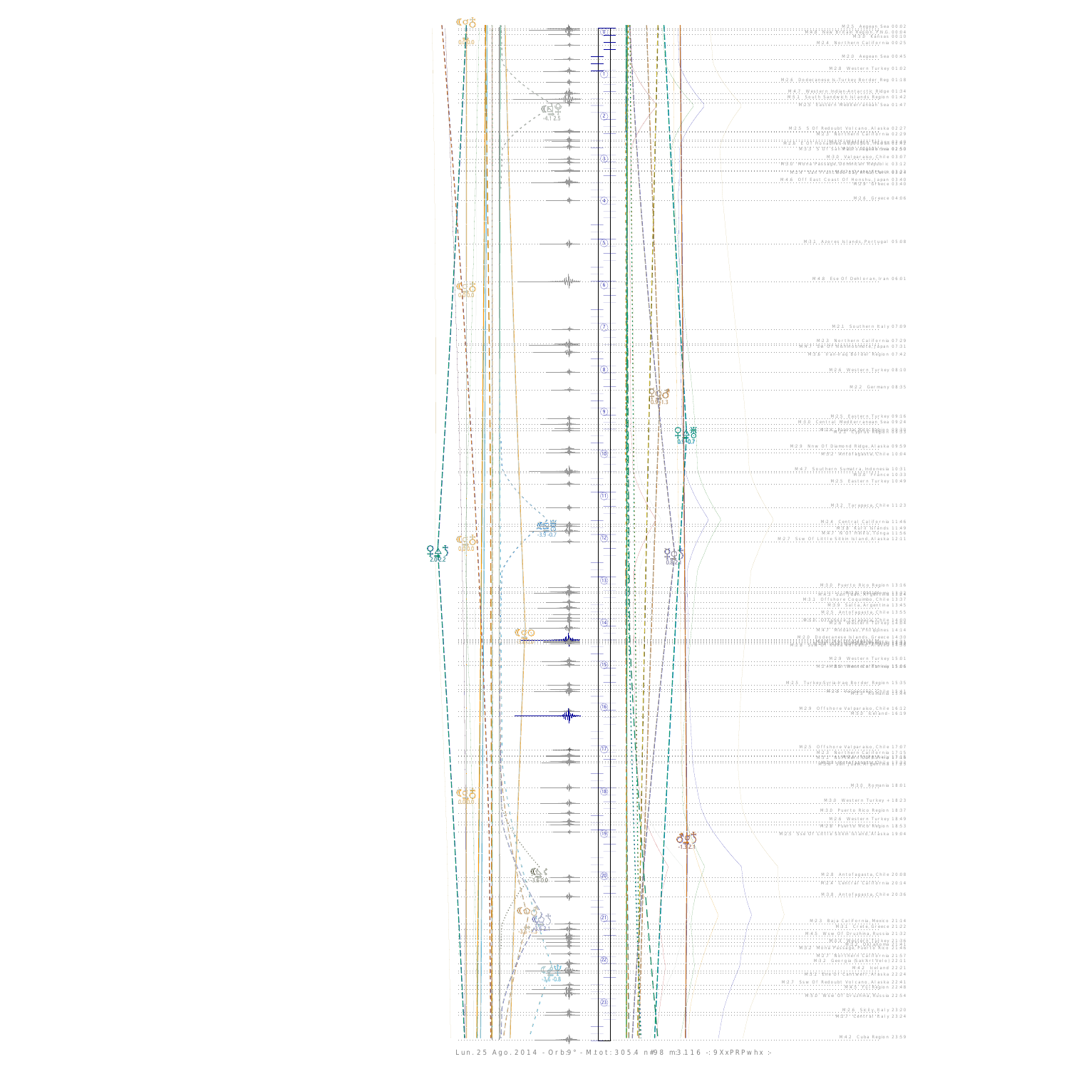M 2.5 Aegean Sea 00:02
M 3.6 New Britain Region, P.N.G. 00:04
M 3.0 Kansas 00:10
M 2.4 Northern California 00:25
M 2.0 Aegean Sea 00:45
M 2.8 Western Turkey 01:02
M 2.6 Dodecanese Is.-Turkey Border Reg 01:18
M 4.3 Western Indian-Antarctic Ridge 01:34
M 5.1 South Sandwich Islands Region 01:42
M 2.5 Eastern Mediterranean Sea 01:47
M 2.5 S Of Redoubt Volcano, Alaska 02:27
M 2.1 Northern California 02:29
M 3.0 Valparaiso, Chile 03:07
M 3.0 Mona Passage, Dominican Republic 03:12
M 4.6 Off East Coast Of Honshu, Japan 03:40
M 2.9 Greece 03:40
M 2.8 Greece 04:06
M 3.1 Azores Islands, Portugal 05:08
M 4.8 Ese Of Dehloran, Iran 06:01
M 2.1 Southern Italy 07:09
M 2.3 Northern California 07:29
M 3.6 Iran-Iraq Border Region 07:42
M 2.8 Western Turkey 08:10
M 2.2 Germany 08:35
M 2.5 Eastern Turkey 09:16
M 3.0 Central Mediterranean Sea 09:24
M 2.9 Nnw Of Diamond Ridge, Alaska 09:59
M 3.2 Antofagasta, Chile 10:04
M 4.7 Southern Sumatra, Indonesia 10:31
M 2.3 France 10:33
M 2.5 Eastern Turkey 10:49
M 3.2 Tarapaca, Chile 11:23
M 2.4 Central California 11:46
M 4.1 Tonga 11:56
M 2.7 Ssw Of Little Sitkin Island, Alaska 12:11
M 3.0 Puerto Rico Region 13:16
M 3.1 Offshore Coquimbo, Chile 13:37
M 2.5 Antofagasta, Chile 13:55
M 4.3 Mindanao, Philippines 14:14
M 2.0 Dodecanese Islands, Greece 14:30
M 2.9 Western Turkey 15:01
M 2.4 Western Turkey 15:06
M 2.5 Turkey-Syria-Iraq Border Region 15:35
M 2.9 Offshore Valparaiso, Chile 16:12
M 3.5 Iceland 16:19
M 2.5 Offshore Valparaiso, Chile 17:07
M 2.1 Northern California 17:15
M 3.0 Romania 18:01
M 3.0 Western Turkey 18:23
M 3.0 Puerto Rico Region 18:37
M 2.6 Western Turkey 18:49
M 2.8 Puerto Rico Region 18:53
M 2.5 Ssw Of Little Sitkin Island, Alaska 19:04
M 2.8 Antofagasta, Chile 20:08
M 2.4 Central California 20:14
M 3.8 Antofagasta, Chile 20:36
M 2.3 Baja California, Mexico 21:14
M 3.1 Crete, Greece 21:22
M 4.5 Wsw Of Druzhina, Russia 21:32
M 3.2 Mona Passage, Puerto Rico 21:46
M 2.1 Northern California 21:57
M 3.2 Georgia (Sak'art'velo) 22:11
M 4.2 Iceland 22:21
M 3.1 Sse Of Cantwell, Alaska 22:24
M 2.7 Ssw Of Redoubt Volcano, Alaska 22:41
M 3.0 Wsw Of Druzhina, Russia 22:54
M 2.6 Sicily, Italy 23:20
M 2.3 Central Italy 23:24
M 4.2 Cuba Region 23:59

Lun. 25 Ago. 2014 - Orb: 9° - M.tot: 305.4 n#98 m3.116 -:9XxPRPwhx:-